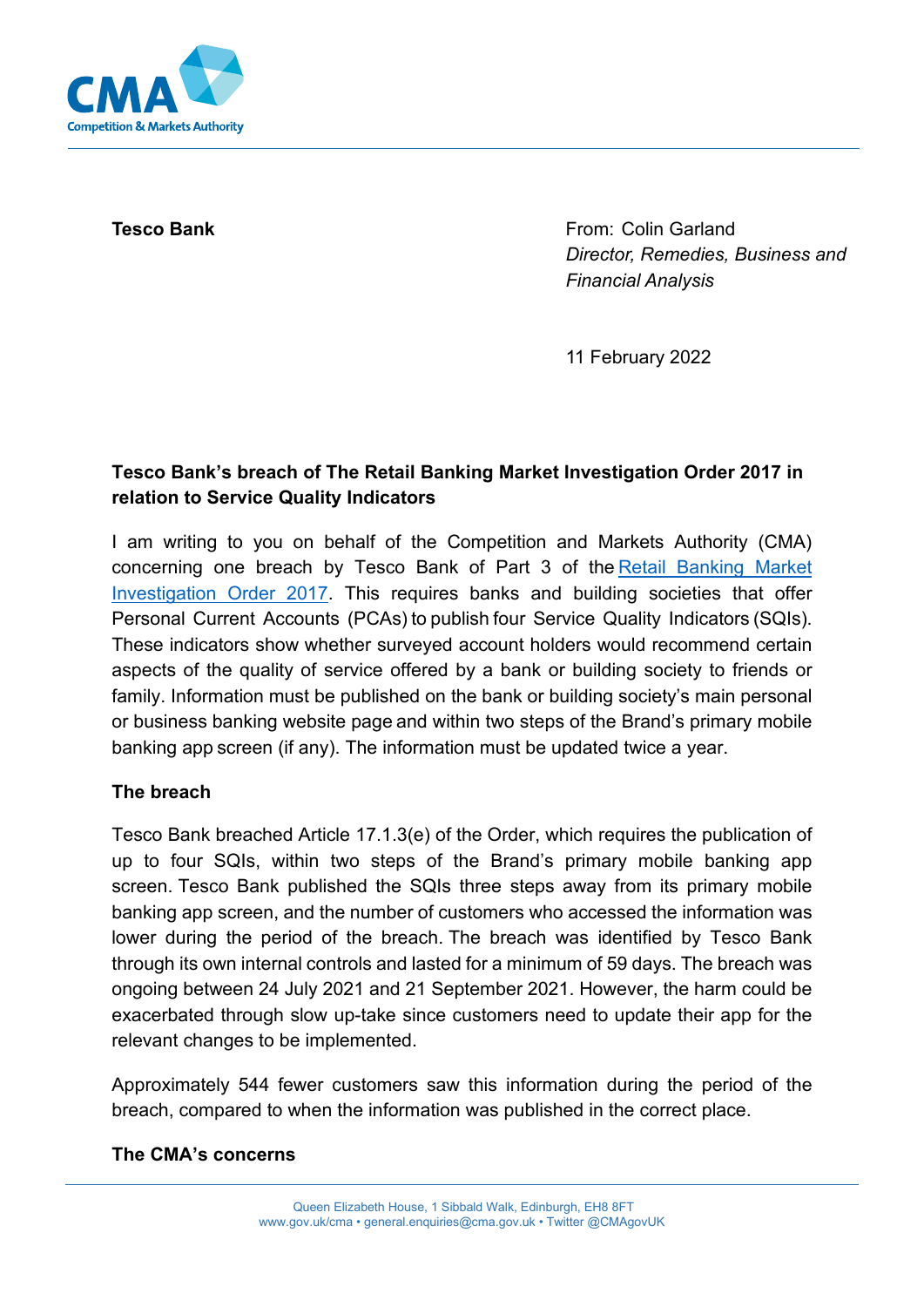**Tesco Bank**

From: Colin Garland
*Director, Remedies, Business and Financial Analysis*

11 February 2022

**Tesco Bank's breach of The Retail Banking Market Investigation Order 2017 in relation to Service Quality Indicators**

I am writing to you on behalf of the Competition and Markets Authority (CMA) concerning one breach by Tesco Bank of Part 3 of the [Retail Banking Market Investigation Order 2017](). This requires banks and building societies that offer Personal Current Accounts (PCAs) to publish four Service Quality Indicators (SQIs). These indicators show whether surveyed account holders would recommend certain aspects of the quality of service offered by a bank or building society to friends or family. Information must be published on the bank or building society's main personal or business banking website page and within two steps of the Brand's primary mobile banking app screen (if any). The information must be updated twice a year.

**The breach**

Tesco Bank breached Article 17.1.3(e) of the Order, which requires the publication of up to four SQIs, within two steps of the Brand's primary mobile banking app screen. Tesco Bank published the SQIs three steps away from its primary mobile banking app screen, and the number of customers who accessed the information was lower during the period of the breach. The breach was identified by Tesco Bank through its own internal controls and lasted for a minimum of 59 days. The breach was ongoing between 24 July 2021 and 21 September 2021. However, the harm could be exacerbated through slow up-take since customers need to update their app for the relevant changes to be implemented.

Approximately 544 fewer customers saw this information during the period of the breach, compared to when the information was published in the correct place.

**The CMA's concerns**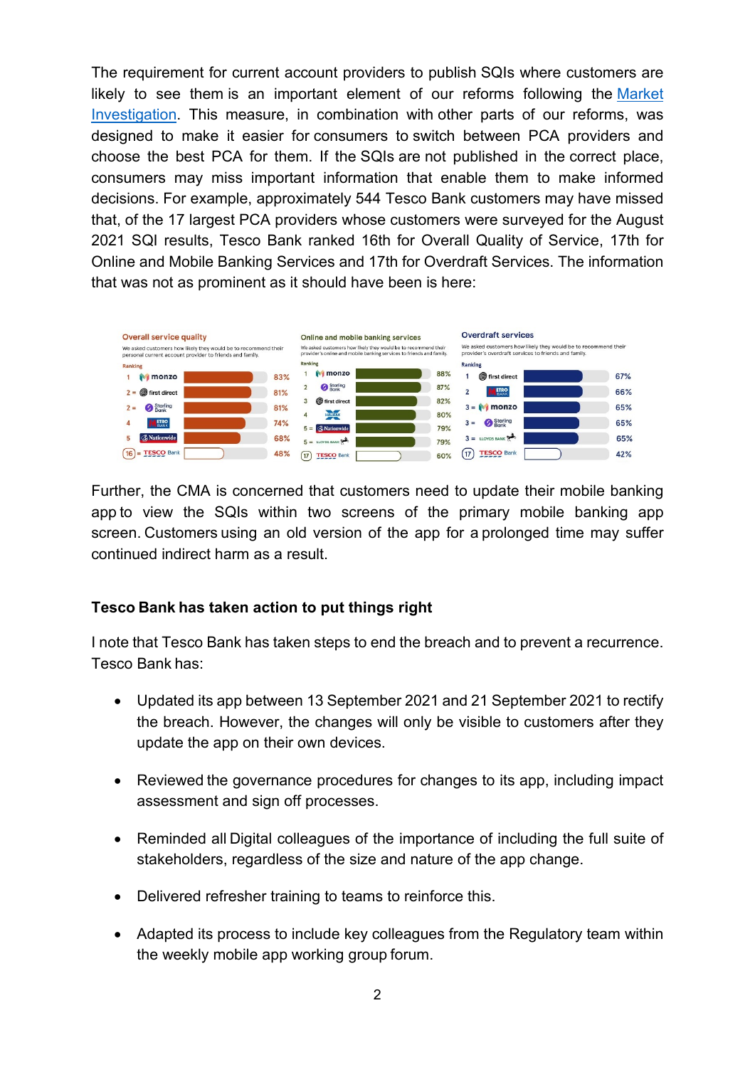The requirement for current account providers to publish SQIs where customers are likely to see them is an important element of our reforms following the Market Investigation. This measure, in combination with other parts of our reforms, was designed to make it easier for consumers to switch between PCA providers and choose the best PCA for them. If the SQIs are not published in the correct place, consumers may miss important information that enable them to make informed decisions. For example, approximately 544 Tesco Bank customers may have missed that, of the 17 largest PCA providers whose customers were surveyed for the August 2021 SQI results, Tesco Bank ranked 16th for Overall Quality of Service, 17th for Online and Mobile Banking Services and 17th for Overdraft Services. The information that was not as prominent as it should have been is here:

**Overall service quality**

We asked customers how likely they would be to recommend their personal current account provider to friends and family.

| Ranking | Provider | Score |
|---|---|---|
| 1 | monzo | 83% |
| 2 = | first direct | 81% |
| 2 = | Starling Bank | 81% |
| 4 | Metro Bank | 74% |
| 5 | Nationwide | 68% |
| 16 = | Tesco Bank | 48% |

**Online and mobile banking services**

We asked customers how likely they would be to recommend their provider's online and mobile banking services to friends and family.

| Ranking | Provider | Score |
|---|---|---|
| 1 | monzo | 88% |
| 2 | Starling Bank | 87% |
| 3 | first direct | 82% |
| 4 | Halifax | 80% |
| 5 = | Nationwide | 79% |
| 5 = | Lloyds Bank | 79% |
| 17 | Tesco Bank | 60% |

**Overdraft services**

We asked customers how likely they would be to recommend their provider's overdraft services to friends and family.

| Ranking | Provider | Score |
|---|---|---|
| 1 | first direct | 67% |
| 2 | Metro Bank | 66% |
| 3 = | monzo | 65% |
| 3 = | Starling Bank | 65% |
| 3 = | Lloyds Bank | 65% |
| 17 | Tesco Bank | 42% |

Further, the CMA is concerned that customers need to update their mobile banking app to view the SQIs within two screens of the primary mobile banking app screen. Customers using an old version of the app for a prolonged time may suffer continued indirect harm as a result.

**Tesco Bank has taken action to put things right**

I note that Tesco Bank has taken steps to end the breach and to prevent a recurrence. Tesco Bank has:

- Updated its app between 13 September 2021 and 21 September 2021 to rectify the breach. However, the changes will only be visible to customers after they update the app on their own devices.

- Reviewed the governance procedures for changes to its app, including impact assessment and sign off processes.

- Reminded all Digital colleagues of the importance of including the full suite of stakeholders, regardless of the size and nature of the app change.

- Delivered refresher training to teams to reinforce this.

- Adapted its process to include key colleagues from the Regulatory team within the weekly mobile app working group forum.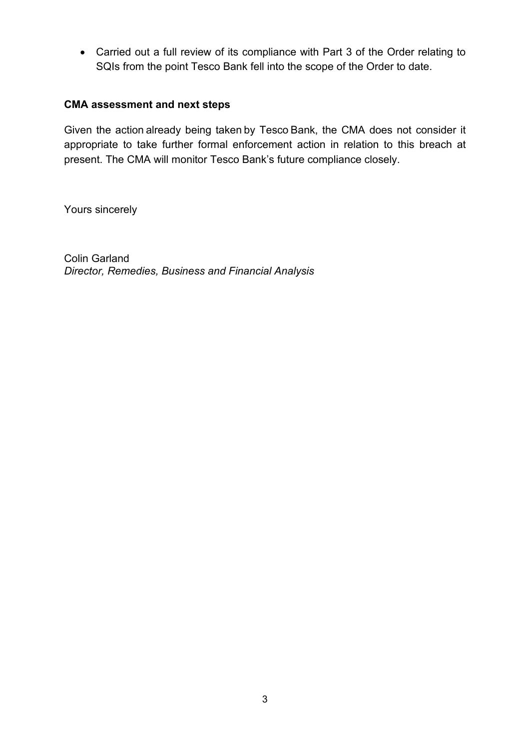- Carried out a full review of its compliance with Part 3 of the Order relating to SQIs from the point Tesco Bank fell into the scope of the Order to date.

**CMA assessment and next steps**

Given the action already being taken by Tesco Bank, the CMA does not consider it appropriate to take further formal enforcement action in relation to this breach at present. The CMA will monitor Tesco Bank's future compliance closely.

Yours sincerely

Colin Garland
*Director, Remedies, Business and Financial Analysis*